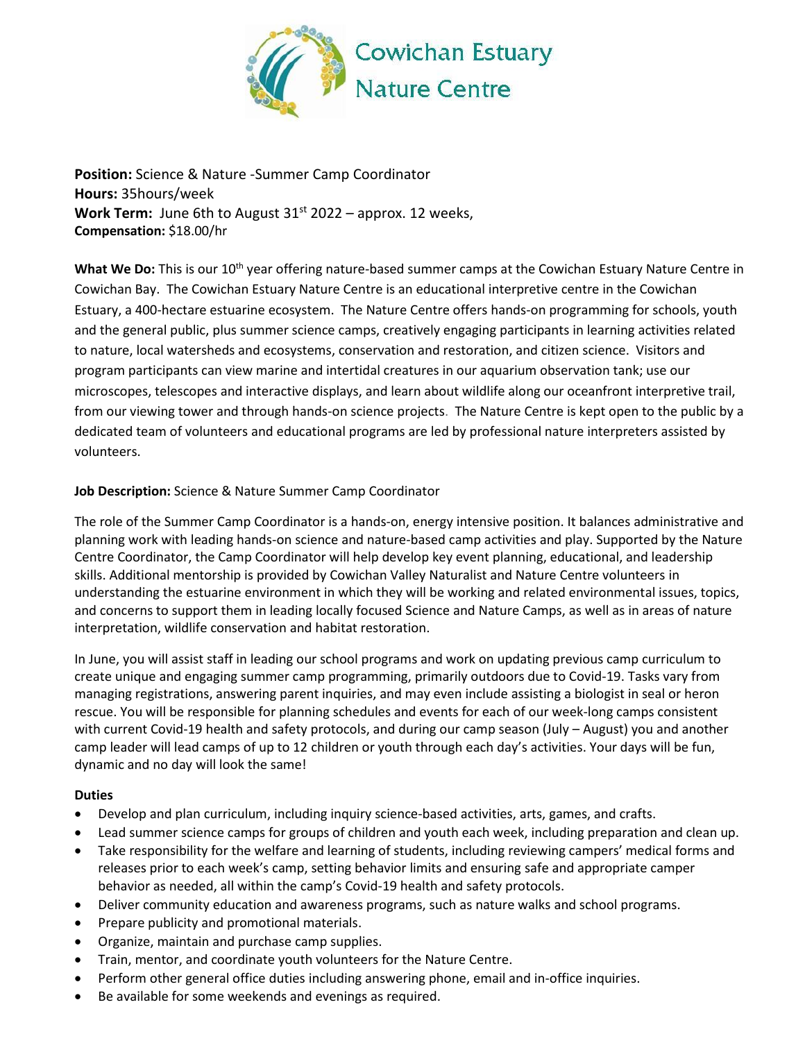# Cowichan Estuary Nature Centre

**Position:** Science & Nature -Summer Camp Coordinator
**Hours:** 35hours/week
**Work Term:** June 6th to August 31st 2022 – approx. 12 weeks,
**Compensation:** $18.00/hr

**What We Do:** This is our 10th year offering nature-based summer camps at the Cowichan Estuary Nature Centre in Cowichan Bay. The Cowichan Estuary Nature Centre is an educational interpretive centre in the Cowichan Estuary, a 400-hectare estuarine ecosystem. The Nature Centre offers hands-on programming for schools, youth and the general public, plus summer science camps, creatively engaging participants in learning activities related to nature, local watersheds and ecosystems, conservation and restoration, and citizen science. Visitors and program participants can view marine and intertidal creatures in our aquarium observation tank; use our microscopes, telescopes and interactive displays, and learn about wildlife along our oceanfront interpretive trail, from our viewing tower and through hands-on science projects. The Nature Centre is kept open to the public by a dedicated team of volunteers and educational programs are led by professional nature interpreters assisted by volunteers.

**Job Description:** Science & Nature Summer Camp Coordinator

The role of the Summer Camp Coordinator is a hands-on, energy intensive position. It balances administrative and planning work with leading hands-on science and nature-based camp activities and play. Supported by the Nature Centre Coordinator, the Camp Coordinator will help develop key event planning, educational, and leadership skills. Additional mentorship is provided by Cowichan Valley Naturalist and Nature Centre volunteers in understanding the estuarine environment in which they will be working and related environmental issues, topics, and concerns to support them in leading locally focused Science and Nature Camps, as well as in areas of nature interpretation, wildlife conservation and habitat restoration.

In June, you will assist staff in leading our school programs and work on updating previous camp curriculum to create unique and engaging summer camp programming, primarily outdoors due to Covid-19. Tasks vary from managing registrations, answering parent inquiries, and may even include assisting a biologist in seal or heron rescue. You will be responsible for planning schedules and events for each of our week-long camps consistent with current Covid-19 health and safety protocols, and during our camp season (July – August) you and another camp leader will lead camps of up to 12 children or youth through each day's activities. Your days will be fun, dynamic and no day will look the same!

**Duties**

- Develop and plan curriculum, including inquiry science-based activities, arts, games, and crafts.
- Lead summer science camps for groups of children and youth each week, including preparation and clean up.
- Take responsibility for the welfare and learning of students, including reviewing campers' medical forms and releases prior to each week's camp, setting behavior limits and ensuring safe and appropriate camper behavior as needed, all within the camp's Covid-19 health and safety protocols.
- Deliver community education and awareness programs, such as nature walks and school programs.
- Prepare publicity and promotional materials.
- Organize, maintain and purchase camp supplies.
- Train, mentor, and coordinate youth volunteers for the Nature Centre.
- Perform other general office duties including answering phone, email and in-office inquiries.
- Be available for some weekends and evenings as required.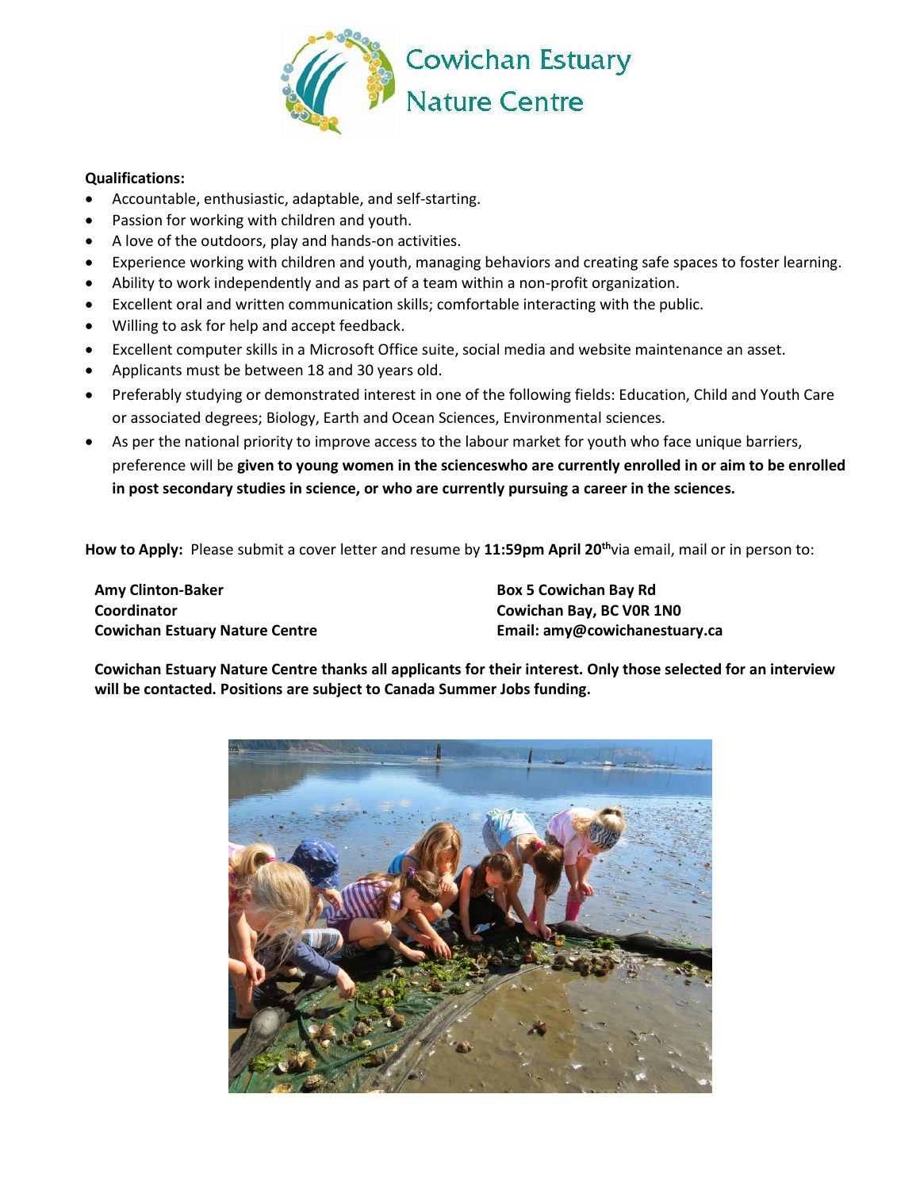Cowichan Estuary Nature Centre

**Qualifications:**

- Accountable, enthusiastic, adaptable, and self-starting.
- Passion for working with children and youth.
- A love of the outdoors, play and hands-on activities.
- Experience working with children and youth, managing behaviors and creating safe spaces to foster learning.
- Ability to work independently and as part of a team within a non-profit organization.
- Excellent oral and written communication skills; comfortable interacting with the public.
- Willing to ask for help and accept feedback.
- Excellent computer skills in a Microsoft Office suite, social media and website maintenance an asset.
- Applicants must be between 18 and 30 years old.
- Preferably studying or demonstrated interest in one of the following fields: Education, Child and Youth Care or associated degrees; Biology, Earth and Ocean Sciences, Environmental sciences.
- As per the national priority to improve access to the labour market for youth who face unique barriers, preference will be **given to young women in the scienceswho are currently enrolled in or aim to be enrolled in post secondary studies in science, or who are currently pursuing a career in the sciences.**

**How to Apply:** Please submit a cover letter and resume by **11:59pm April 20th** via email, mail or in person to:

**Amy Clinton-Baker**
**Coordinator**
**Cowichan Estuary Nature Centre**

**Box 5 Cowichan Bay Rd**
**Cowichan Bay, BC V0R 1N0**
**Email: amy@cowichanestuary.ca**

**Cowichan Estuary Nature Centre thanks all applicants for their interest. Only those selected for an interview will be contacted. Positions are subject to Canada Summer Jobs funding.**